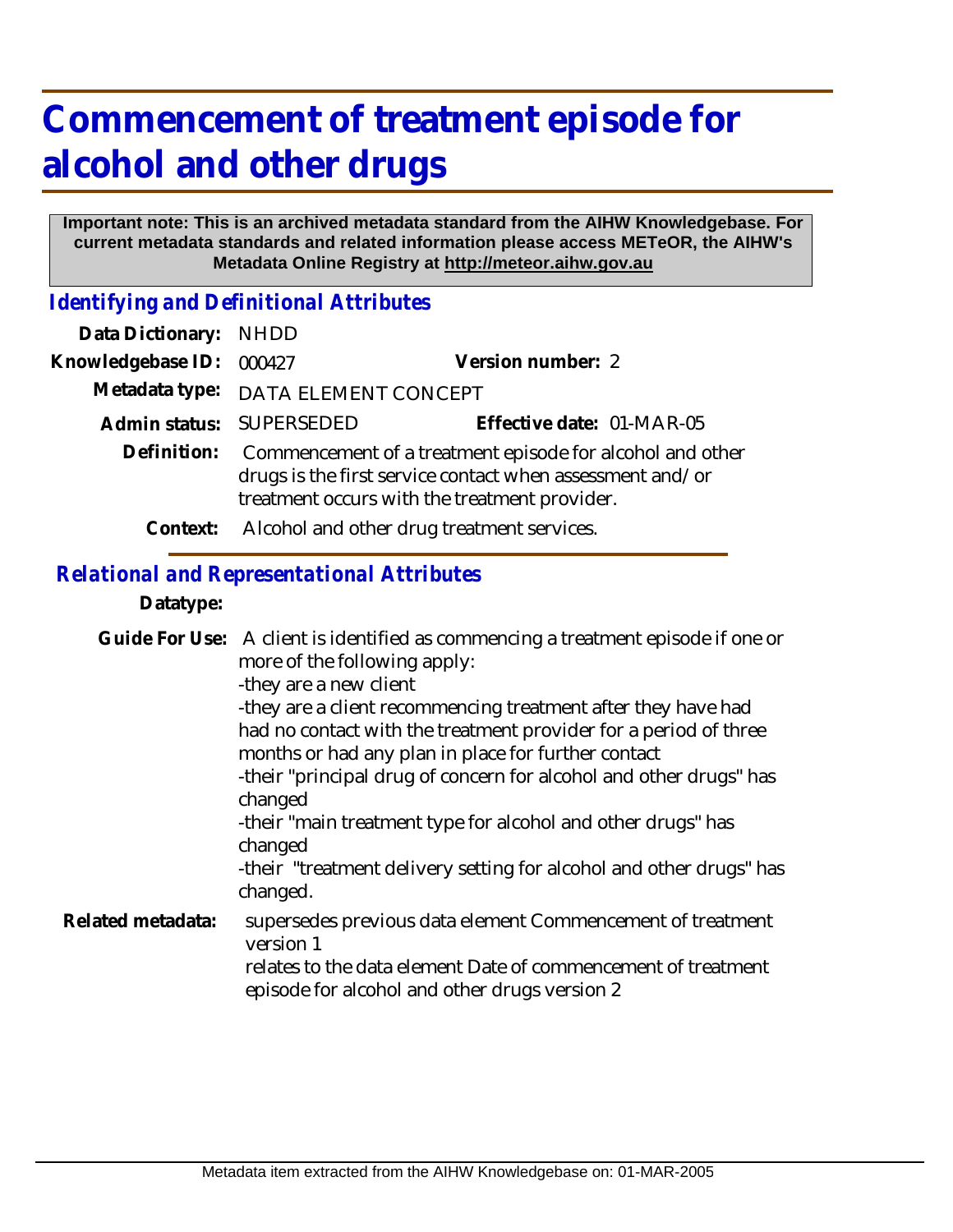# Commencement of treatment episode for alcohol and other drugs

**Important note: This is an archived metadata standard from the AIHW Knowledgebase. For current metadata standards and related information please access METeOR, the AIHW's Metadata Online Registry at http://meteor.aihw.gov.au**

## *Identifying and Definitional Attributes*

**Data Dictionary:** NHDD

**Knowledgebase ID:** 000427 **Version number:** 2

**Metadata type:** DATA ELEMENT CONCEPT

**Admin status:** SUPERSEDED **Effective date:** 01-MAR-05

**Definition:** Commencement of a treatment episode for alcohol and other drugs is the first service contact when assessment and/or treatment occurs with the treatment provider.

**Context:** Alcohol and other drug treatment services.

## *Relational and Representational Attributes*

**Datatype:**

**Guide For Use:** A client is identified as commencing a treatment episode if one or more of the following apply:
-they are a new client
-they are a client recommencing treatment after they have had had no contact with the treatment provider for a period of three months or had any plan in place for further contact
-their "principal drug of concern for alcohol and other drugs" has changed
-their "main treatment type for alcohol and other drugs" has changed
-their "treatment delivery setting for alcohol and other drugs" has changed.

**Related metadata:** supersedes previous data element Commencement of treatment version 1
relates to the data element Date of commencement of treatment episode for alcohol and other drugs version 2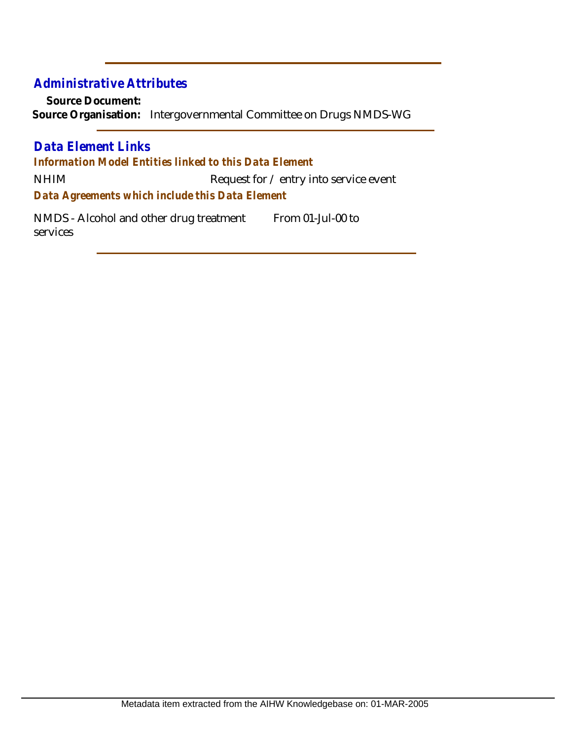## Administrative Attributes

**Source Document:**

**Source Organisation:** Intergovernmental Committee on Drugs NMDS-WG

## Data Element Links

### *Information Model Entities linked to this Data Element*

| | |
|---|---|
| NHIM | Request for / entry into service event |

### *Data Agreements which include this Data Element*

| | |
|---|---|
| NMDS - Alcohol and other drug treatment services | From 01-Jul-00 to |